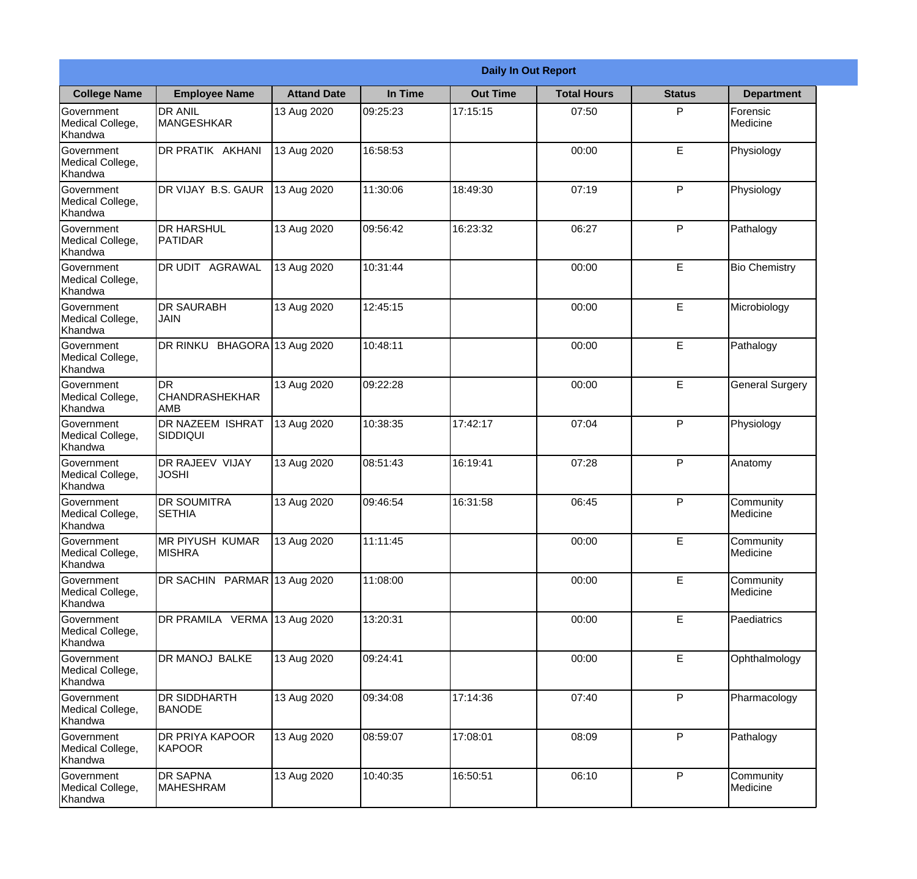| Daily In Out Report | | | | | | | |
|---|---|---|---|---|---|---|---|
| **College Name** | **Employee Name** | **Attand Date** | **In Time** | **Out Time** | **Total Hours** | **Status** | **Department** |
| Government Medical College, Khandwa | DR ANIL MANGESHKAR | 13 Aug 2020 | 09:25:23 | 17:15:15 | 07:50 | P | Forensic Medicine |
| Government Medical College, Khandwa | DR PRATIK AKHANI | 13 Aug 2020 | 16:58:53 | | 00:00 | E | Physiology |
| Government Medical College, Khandwa | DR VIJAY B.S. GAUR | 13 Aug 2020 | 11:30:06 | 18:49:30 | 07:19 | P | Physiology |
| Government Medical College, Khandwa | DR HARSHUL PATIDAR | 13 Aug 2020 | 09:56:42 | 16:23:32 | 06:27 | P | Pathalogy |
| Government Medical College, Khandwa | DR UDIT AGRAWAL | 13 Aug 2020 | 10:31:44 | | 00:00 | E | Bio Chemistry |
| Government Medical College, Khandwa | DR SAURABH JAIN | 13 Aug 2020 | 12:45:15 | | 00:00 | E | Microbiology |
| Government Medical College, Khandwa | DR RINKU BHAGORA | 13 Aug 2020 | 10:48:11 | | 00:00 | E | Pathalogy |
| Government Medical College, Khandwa | DR CHANDRASHEKHAR AMB | 13 Aug 2020 | 09:22:28 | | 00:00 | E | General Surgery |
| Government Medical College, Khandwa | DR NAZEEM ISHRAT SIDDIQUI | 13 Aug 2020 | 10:38:35 | 17:42:17 | 07:04 | P | Physiology |
| Government Medical College, Khandwa | DR RAJEEV VIJAY JOSHI | 13 Aug 2020 | 08:51:43 | 16:19:41 | 07:28 | P | Anatomy |
| Government Medical College, Khandwa | DR SOUMITRA SETHIA | 13 Aug 2020 | 09:46:54 | 16:31:58 | 06:45 | P | Community Medicine |
| Government Medical College, Khandwa | MR PIYUSH KUMAR MISHRA | 13 Aug 2020 | 11:11:45 | | 00:00 | E | Community Medicine |
| Government Medical College, Khandwa | DR SACHIN PARMAR | 13 Aug 2020 | 11:08:00 | | 00:00 | E | Community Medicine |
| Government Medical College, Khandwa | DR PRAMILA VERMA | 13 Aug 2020 | 13:20:31 | | 00:00 | E | Paediatrics |
| Government Medical College, Khandwa | DR MANOJ BALKE | 13 Aug 2020 | 09:24:41 | | 00:00 | E | Ophthalmology |
| Government Medical College, Khandwa | DR SIDDHARTH BANODE | 13 Aug 2020 | 09:34:08 | 17:14:36 | 07:40 | P | Pharmacology |
| Government Medical College, Khandwa | DR PRIYA KAPOOR KAPOOR | 13 Aug 2020 | 08:59:07 | 17:08:01 | 08:09 | P | Pathalogy |
| Government Medical College, Khandwa | DR SAPNA MAHESHRAM | 13 Aug 2020 | 10:40:35 | 16:50:51 | 06:10 | P | Community Medicine |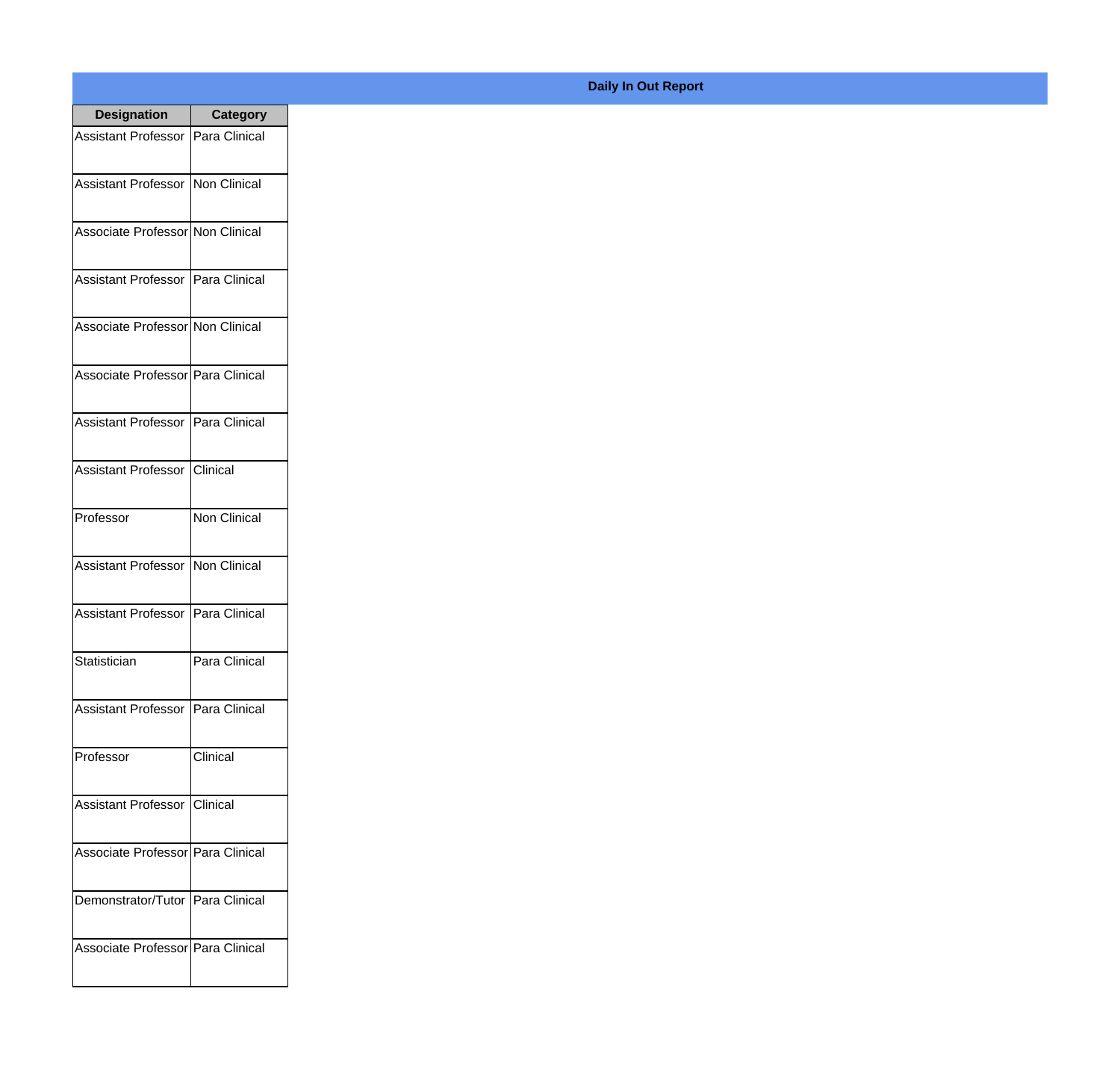**Daily In Out Report**

| Designation | Category |
|---|---|
| Assistant Professor | Para Clinical |
| Assistant Professor | Non Clinical |
| Associate Professor | Non Clinical |
| Assistant Professor | Para Clinical |
| Associate Professor | Non Clinical |
| Associate Professor | Para Clinical |
| Assistant Professor | Para Clinical |
| Assistant Professor | Clinical |
| Professor | Non Clinical |
| Assistant Professor | Non Clinical |
| Assistant Professor | Para Clinical |
| Statistician | Para Clinical |
| Assistant Professor | Para Clinical |
| Professor | Clinical |
| Assistant Professor | Clinical |
| Associate Professor | Para Clinical |
| Demonstrator/Tutor | Para Clinical |
| Associate Professor | Para Clinical |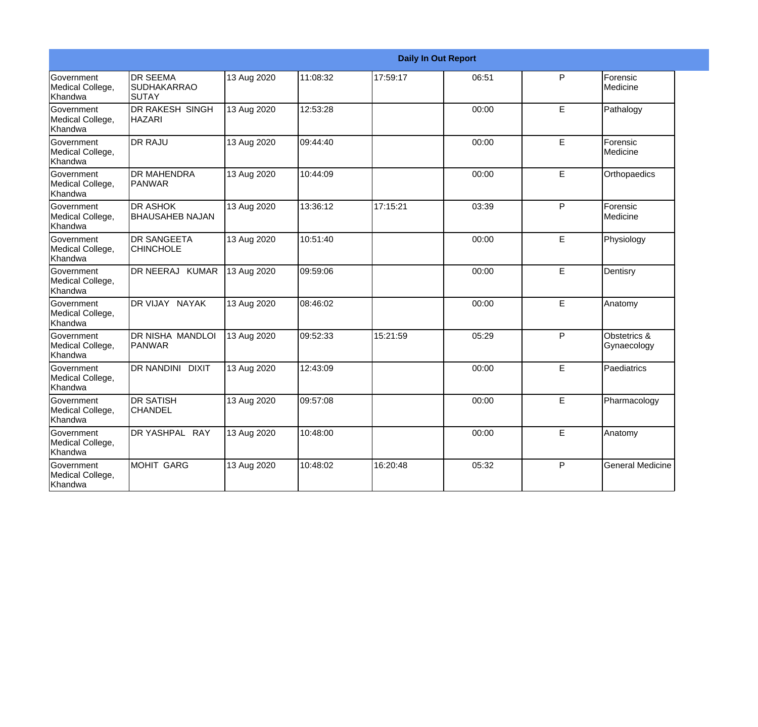| Daily In Out Report | | | | | | | |
|---|---|---|---|---|---|---|---|
| Government Medical College, Khandwa | DR SEEMA SUDHAKARRAO SUTAY | 13 Aug 2020 | 11:08:32 | 17:59:17 | 06:51 | P | Forensic Medicine |
| Government Medical College, Khandwa | DR RAKESH SINGH HAZARI | 13 Aug 2020 | 12:53:28 | | 00:00 | E | Pathalogy |
| Government Medical College, Khandwa | DR RAJU | 13 Aug 2020 | 09:44:40 | | 00:00 | E | Forensic Medicine |
| Government Medical College, Khandwa | DR MAHENDRA PANWAR | 13 Aug 2020 | 10:44:09 | | 00:00 | E | Orthopaedics |
| Government Medical College, Khandwa | DR ASHOK BHAUSAHEB NAJAN | 13 Aug 2020 | 13:36:12 | 17:15:21 | 03:39 | P | Forensic Medicine |
| Government Medical College, Khandwa | DR SANGEETA CHINCHOLE | 13 Aug 2020 | 10:51:40 | | 00:00 | E | Physiology |
| Government Medical College, Khandwa | DR NEERAJ KUMAR | 13 Aug 2020 | 09:59:06 | | 00:00 | E | Dentisry |
| Government Medical College, Khandwa | DR VIJAY NAYAK | 13 Aug 2020 | 08:46:02 | | 00:00 | E | Anatomy |
| Government Medical College, Khandwa | DR NISHA MANDLOI PANWAR | 13 Aug 2020 | 09:52:33 | 15:21:59 | 05:29 | P | Obstetrics & Gynaecology |
| Government Medical College, Khandwa | DR NANDINI DIXIT | 13 Aug 2020 | 12:43:09 | | 00:00 | E | Paediatrics |
| Government Medical College, Khandwa | DR SATISH CHANDEL | 13 Aug 2020 | 09:57:08 | | 00:00 | E | Pharmacology |
| Government Medical College, Khandwa | DR YASHPAL RAY | 13 Aug 2020 | 10:48:00 | | 00:00 | E | Anatomy |
| Government Medical College, Khandwa | MOHIT GARG | 13 Aug 2020 | 10:48:02 | 16:20:48 | 05:32 | P | General Medicine |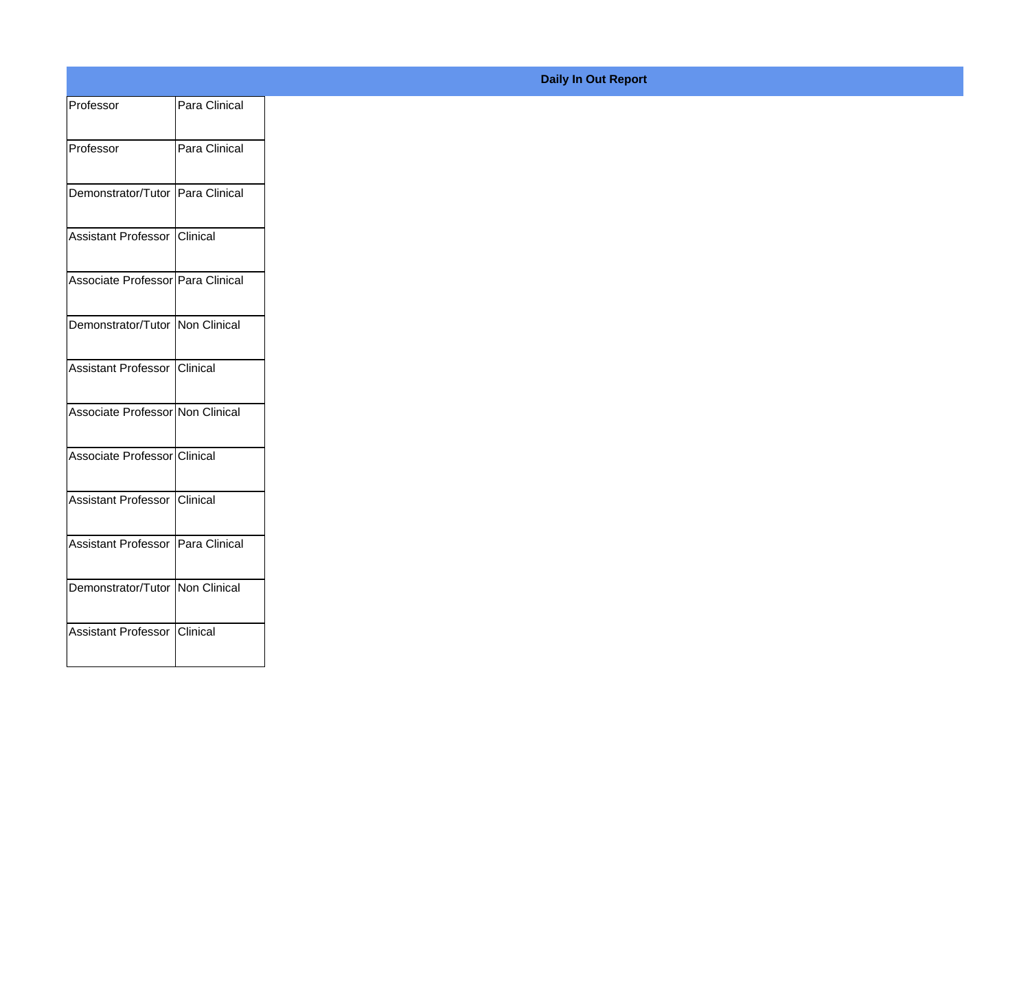**Daily In Out Report**

| | |
|---|---|
| Professor | Para Clinical |
| Professor | Para Clinical |
| Demonstrator/Tutor | Para Clinical |
| Assistant Professor | Clinical |
| Associate Professor | Para Clinical |
| Demonstrator/Tutor | Non Clinical |
| Assistant Professor | Clinical |
| Associate Professor | Non Clinical |
| Associate Professor | Clinical |
| Assistant Professor | Clinical |
| Assistant Professor | Para Clinical |
| Demonstrator/Tutor | Non Clinical |
| Assistant Professor | Clinical |